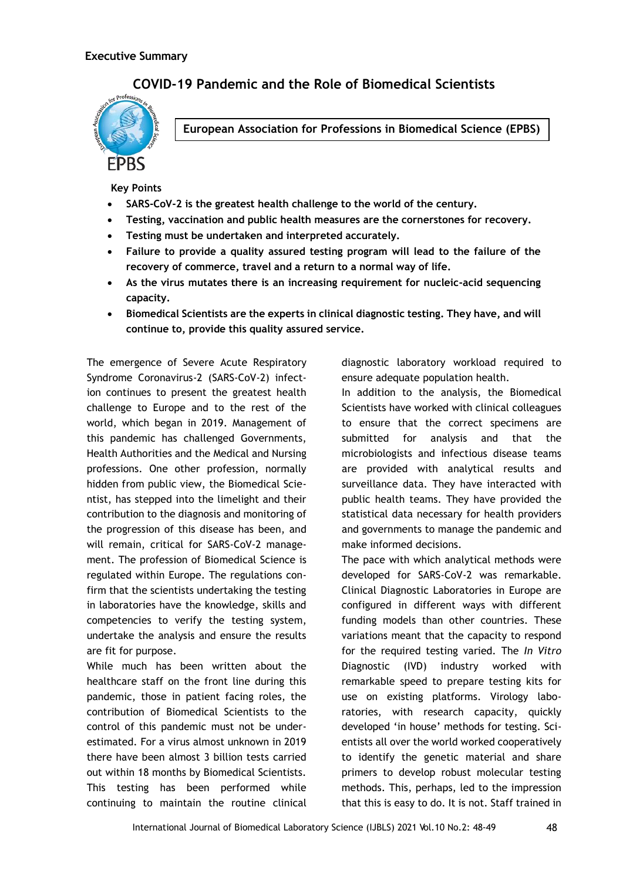**Executive Summary**

# COVID-19 Pandemic and the Role of Biomedical Scientists

**European Association for Professions in Biomedical Science (EPBS)**

**Key Points**

- **SARS-CoV-2 is the greatest health challenge to the world of the century.**
- **Testing, vaccination and public health measures are the cornerstones for recovery.**
- **Testing must be undertaken and interpreted accurately.**
- **Failure to provide a quality assured testing program will lead to the failure of the recovery of commerce, travel and a return to a normal way of life.**
- **As the virus mutates there is an increasing requirement for nucleic-acid sequencing capacity.**
- **Biomedical Scientists are the experts in clinical diagnostic testing. They have, and will continue to, provide this quality assured service.**

The emergence of Severe Acute Respiratory Syndrome Coronavirus-2 (SARS-CoV-2) infection continues to present the greatest health challenge to Europe and to the rest of the world, which began in 2019. Management of this pandemic has challenged Governments, Health Authorities and the Medical and Nursing professions. One other profession, normally hidden from public view, the Biomedical Scientist, has stepped into the limelight and their contribution to the diagnosis and monitoring of the progression of this disease has been, and will remain, critical for SARS-CoV-2 management. The profession of Biomedical Science is regulated within Europe. The regulations confirm that the scientists undertaking the testing in laboratories have the knowledge, skills and competencies to verify the testing system, undertake the analysis and ensure the results are fit for purpose.

While much has been written about the healthcare staff on the front line during this pandemic, those in patient facing roles, the contribution of Biomedical Scientists to the control of this pandemic must not be underestimated. For a virus almost unknown in 2019 there have been almost 3 billion tests carried out within 18 months by Biomedical Scientists. This testing has been performed while continuing to maintain the routine clinical diagnostic laboratory workload required to ensure adequate population health.

In addition to the analysis, the Biomedical Scientists have worked with clinical colleagues to ensure that the correct specimens are submitted for analysis and that the microbiologists and infectious disease teams are provided with analytical results and surveillance data. They have interacted with public health teams. They have provided the statistical data necessary for health providers and governments to manage the pandemic and make informed decisions.

The pace with which analytical methods were developed for SARS-CoV-2 was remarkable. Clinical Diagnostic Laboratories in Europe are configured in different ways with different funding models than other countries. These variations meant that the capacity to respond for the required testing varied. The *In Vitro* Diagnostic (IVD) industry worked with remarkable speed to prepare testing kits for use on existing platforms. Virology laboratories, with research capacity, quickly developed 'in house' methods for testing. Scientists all over the world worked cooperatively to identify the genetic material and share primers to develop robust molecular testing methods. This, perhaps, led to the impression that this is easy to do. It is not. Staff trained in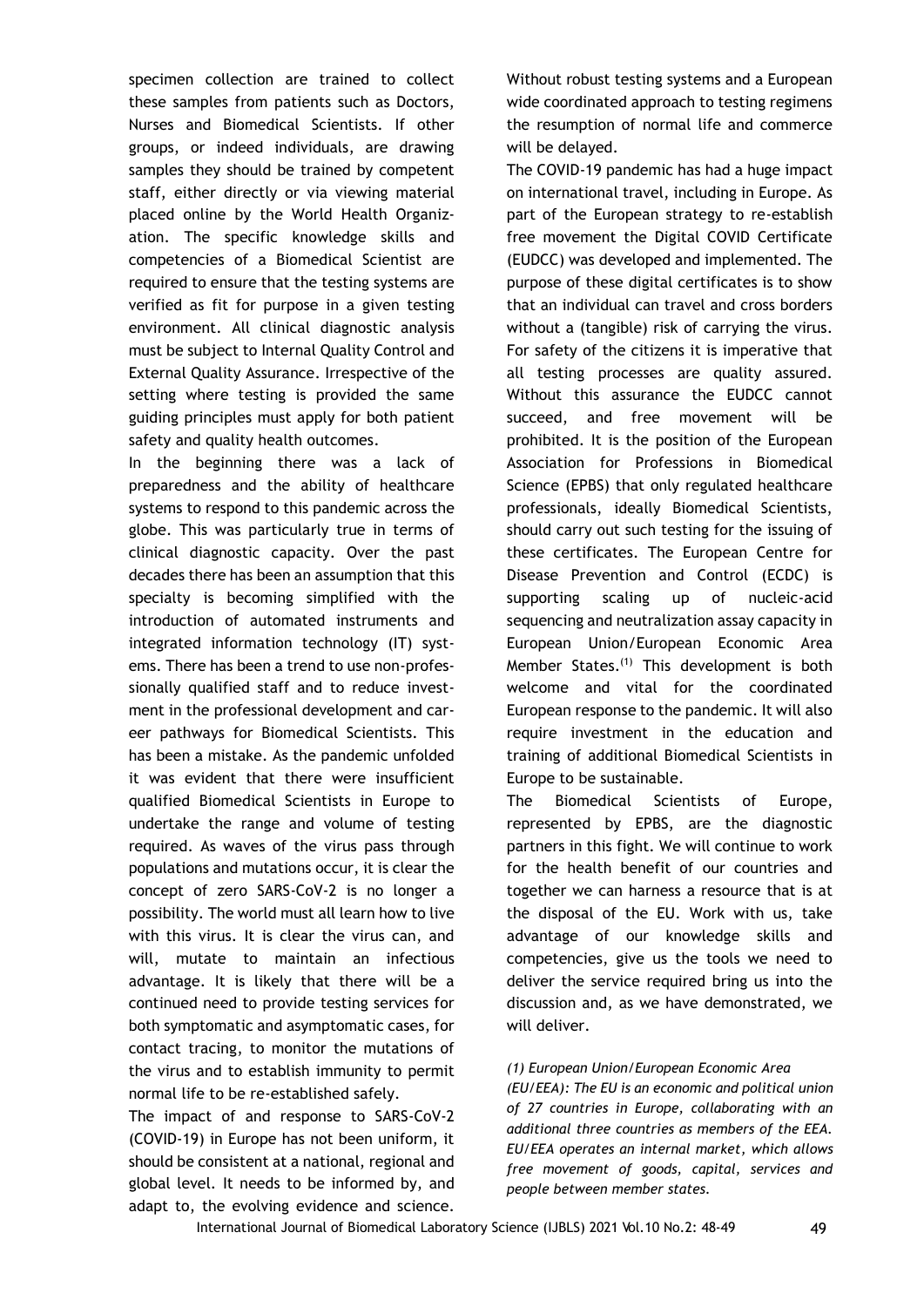specimen collection are trained to collect these samples from patients such as Doctors, Nurses and Biomedical Scientists. If other groups, or indeed individuals, are drawing samples they should be trained by competent staff, either directly or via viewing material placed online by the World Health Organization. The specific knowledge skills and competencies of a Biomedical Scientist are required to ensure that the testing systems are verified as fit for purpose in a given testing environment. All clinical diagnostic analysis must be subject to Internal Quality Control and External Quality Assurance. Irrespective of the setting where testing is provided the same guiding principles must apply for both patient safety and quality health outcomes.

In the beginning there was a lack of preparedness and the ability of healthcare systems to respond to this pandemic across the globe. This was particularly true in terms of clinical diagnostic capacity. Over the past decades there has been an assumption that this specialty is becoming simplified with the introduction of automated instruments and integrated information technology (IT) systems. There has been a trend to use non-professionally qualified staff and to reduce investment in the professional development and career pathways for Biomedical Scientists. This has been a mistake. As the pandemic unfolded it was evident that there were insufficient qualified Biomedical Scientists in Europe to undertake the range and volume of testing required. As waves of the virus pass through populations and mutations occur, it is clear the concept of zero SARS-CoV-2 is no longer a possibility. The world must all learn how to live with this virus. It is clear the virus can, and will, mutate to maintain an infectious advantage. It is likely that there will be a continued need to provide testing services for both symptomatic and asymptomatic cases, for contact tracing, to monitor the mutations of the virus and to establish immunity to permit normal life to be re-established safely.

The impact of and response to SARS-CoV-2 (COVID-19) in Europe has not been uniform, it should be consistent at a national, regional and global level. It needs to be informed by, and adapt to, the evolving evidence and science. Without robust testing systems and a European wide coordinated approach to testing regimens the resumption of normal life and commerce will be delayed.

The COVID-19 pandemic has had a huge impact on international travel, including in Europe. As part of the European strategy to re-establish free movement the Digital COVID Certificate (EUDCC) was developed and implemented. The purpose of these digital certificates is to show that an individual can travel and cross borders without a (tangible) risk of carrying the virus. For safety of the citizens it is imperative that all testing processes are quality assured. Without this assurance the EUDCC cannot succeed, and free movement will be prohibited. It is the position of the European Association for Professions in Biomedical Science (EPBS) that only regulated healthcare professionals, ideally Biomedical Scientists, should carry out such testing for the issuing of these certificates. The European Centre for Disease Prevention and Control (ECDC) is supporting scaling up of nucleic-acid sequencing and neutralization assay capacity in European Union/European Economic Area Member States.[1] This development is both welcome and vital for the coordinated European response to the pandemic. It will also require investment in the education and training of additional Biomedical Scientists in Europe to be sustainable.

The Biomedical Scientists of Europe, represented by EPBS, are the diagnostic partners in this fight. We will continue to work for the health benefit of our countries and together we can harness a resource that is at the disposal of the EU. Work with us, take advantage of our knowledge skills and competencies, give us the tools we need to deliver the service required bring us into the discussion and, as we have demonstrated, we will deliver.

*(1) European Union/European Economic Area (EU/EEA): The EU is an economic and political union of 27 countries in Europe, collaborating with an additional three countries as members of the EEA. EU/EEA operates an internal market, which allows free movement of goods, capital, services and people between member states.*